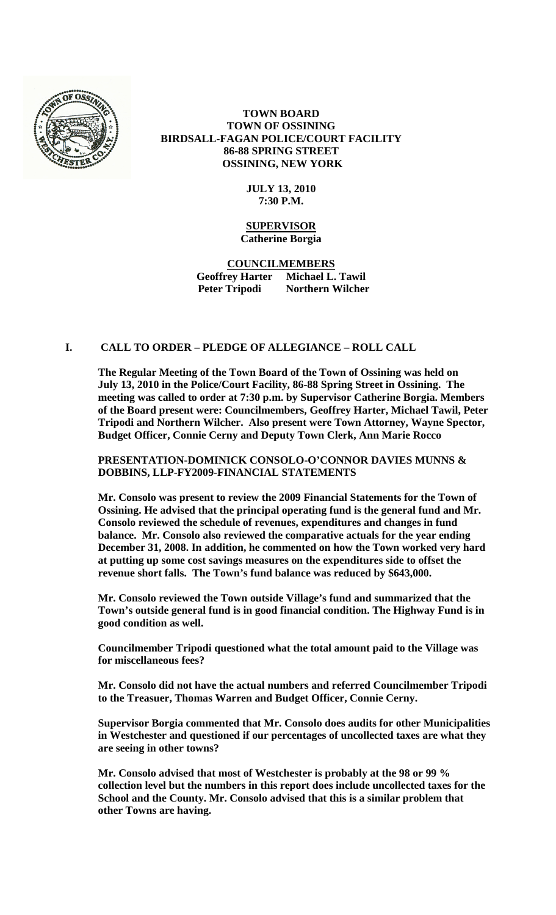# TOWN BOARD
# TOWN OF OSSINING
# BIRDSALL-FAGAN POLICE/COURT FACILITY
# 86-88 SPRING STREET
# OSSINING, NEW YORK

**JULY 13, 2010**
**7:30 P.M.**

**SUPERVISOR**
**Catherine Borgia**

**COUNCILMEMBERS**
**Geoffrey Harter Michael L. Tawil**
**Peter Tripodi Northern Wilcher**

## I. CALL TO ORDER – PLEDGE OF ALLEGIANCE – ROLL CALL

**The Regular Meeting of the Town Board of the Town of Ossining was held on July 13, 2010 in the Police/Court Facility, 86-88 Spring Street in Ossining. The meeting was called to order at 7:30 p.m. by Supervisor Catherine Borgia. Members of the Board present were: Councilmembers, Geoffrey Harter, Michael Tawil, Peter Tripodi and Northern Wilcher. Also present were Town Attorney, Wayne Spector, Budget Officer, Connie Cerny and Deputy Town Clerk, Ann Marie Rocco**

**PRESENTATION-DOMINICK CONSOLO-O'CONNOR DAVIES MUNNS & DOBBINS, LLP-FY2009-FINANCIAL STATEMENTS**

**Mr. Consolo was present to review the 2009 Financial Statements for the Town of Ossining. He advised that the principal operating fund is the general fund and Mr. Consolo reviewed the schedule of revenues, expenditures and changes in fund balance. Mr. Consolo also reviewed the comparative actuals for the year ending December 31, 2008. In addition, he commented on how the Town worked very hard at putting up some cost savings measures on the expenditures side to offset the revenue short falls. The Town's fund balance was reduced by $643,000.**

**Mr. Consolo reviewed the Town outside Village's fund and summarized that the Town's outside general fund is in good financial condition. The Highway Fund is in good condition as well.**

**Councilmember Tripodi questioned what the total amount paid to the Village was for miscellaneous fees?**

**Mr. Consolo did not have the actual numbers and referred Councilmember Tripodi to the Treasuer, Thomas Warren and Budget Officer, Connie Cerny.**

**Supervisor Borgia commented that Mr. Consolo does audits for other Municipalities in Westchester and questioned if our percentages of uncollected taxes are what they are seeing in other towns?**

**Mr. Consolo advised that most of Westchester is probably at the 98 or 99 % collection level but the numbers in this report does include uncollected taxes for the School and the County. Mr. Consolo advised that this is a similar problem that other Towns are having.**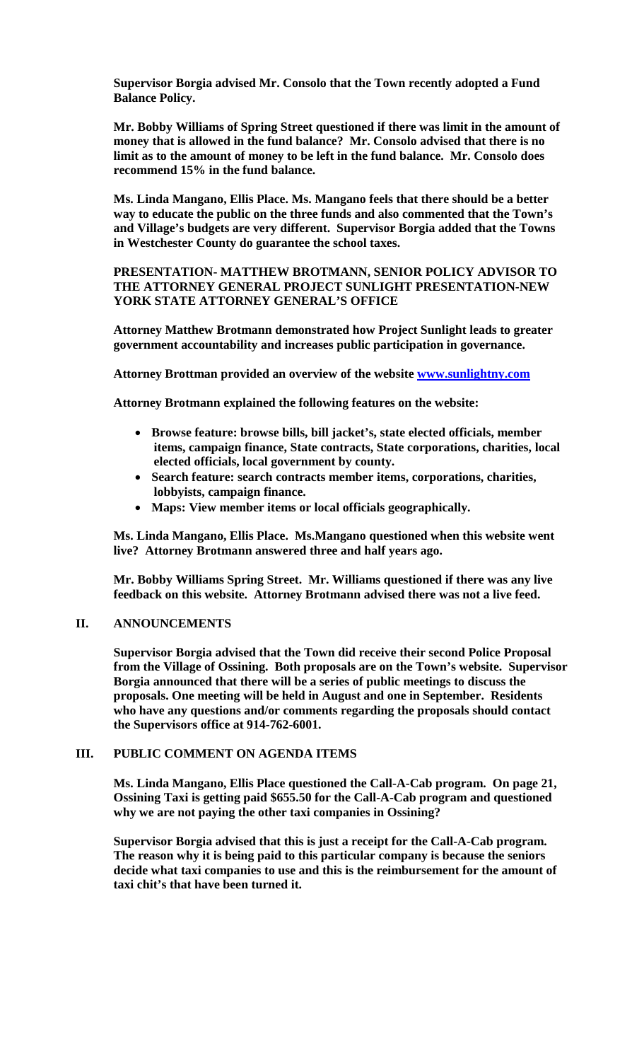**Supervisor Borgia advised Mr. Consolo that the Town recently adopted a Fund Balance Policy.**

**Mr. Bobby Williams of Spring Street questioned if there was limit in the amount of money that is allowed in the fund balance? Mr. Consolo advised that there is no limit as to the amount of money to be left in the fund balance. Mr. Consolo does recommend 15% in the fund balance.**

**Ms. Linda Mangano, Ellis Place. Ms. Mangano feels that there should be a better way to educate the public on the three funds and also commented that the Town's and Village's budgets are very different. Supervisor Borgia added that the Towns in Westchester County do guarantee the school taxes.**

**PRESENTATION- MATTHEW BROTMANN, SENIOR POLICY ADVISOR TO THE ATTORNEY GENERAL PROJECT SUNLIGHT PRESENTATION-NEW YORK STATE ATTORNEY GENERAL'S OFFICE**

**Attorney Matthew Brotmann demonstrated how Project Sunlight leads to greater government accountability and increases public participation in governance.**

**Attorney Brottman provided an overview of the website [www.sunlightny.com](www.sunlightny.com)**

**Attorney Brotmann explained the following features on the website:**

- **Browse feature: browse bills, bill jacket's, state elected officials, member items, campaign finance, State contracts, State corporations, charities, local elected officials, local government by county.**
- **Search feature: search contracts member items, corporations, charities, lobbyists, campaign finance.**
- **Maps: View member items or local officials geographically.**

**Ms. Linda Mangano, Ellis Place. Ms.Mangano questioned when this website went live? Attorney Brotmann answered three and half years ago.**

**Mr. Bobby Williams Spring Street. Mr. Williams questioned if there was any live feedback on this website. Attorney Brotmann advised there was not a live feed.**

## II. ANNOUNCEMENTS

**Supervisor Borgia advised that the Town did receive their second Police Proposal from the Village of Ossining. Both proposals are on the Town's website. Supervisor Borgia announced that there will be a series of public meetings to discuss the proposals. One meeting will be held in August and one in September. Residents who have any questions and/or comments regarding the proposals should contact the Supervisors office at 914-762-6001.**

## III. PUBLIC COMMENT ON AGENDA ITEMS

**Ms. Linda Mangano, Ellis Place questioned the Call-A-Cab program. On page 21, Ossining Taxi is getting paid $655.50 for the Call-A-Cab program and questioned why we are not paying the other taxi companies in Ossining?**

**Supervisor Borgia advised that this is just a receipt for the Call-A-Cab program. The reason why it is being paid to this particular company is because the seniors decide what taxi companies to use and this is the reimbursement for the amount of taxi chit's that have been turned it.**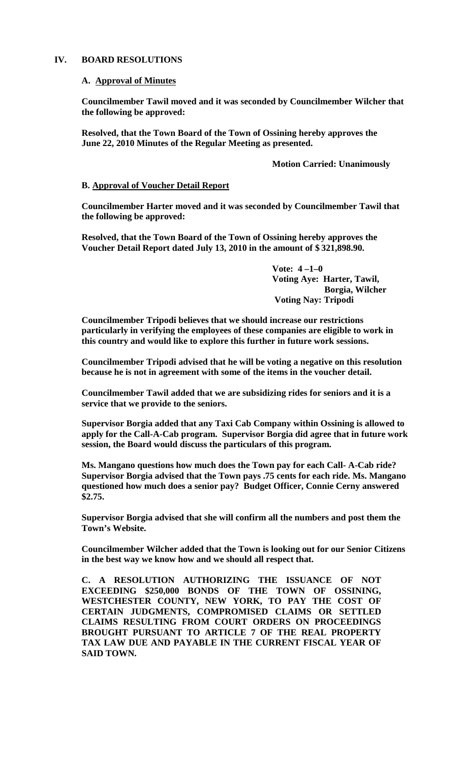## IV. BOARD RESOLUTIONS

### A. Approval of Minutes

**Councilmember Tawil moved and it was seconded by Councilmember Wilcher that the following be approved:**

**Resolved, that the Town Board of the Town of Ossining hereby approves the June 22, 2010 Minutes of the Regular Meeting as presented.**

**Motion Carried: Unanimously**

### B. Approval of Voucher Detail Report

**Councilmember Harter moved and it was seconded by Councilmember Tawil that the following be approved:**

**Resolved, that the Town Board of the Town of Ossining hereby approves the Voucher Detail Report dated July 13, 2010 in the amount of $ 321,898.90.**

**Vote: 4 –1–0**
**Voting Aye: Harter, Tawil, Borgia, Wilcher**
**Voting Nay: Tripodi**

**Councilmember Tripodi believes that we should increase our restrictions particularly in verifying the employees of these companies are eligible to work in this country and would like to explore this further in future work sessions.**

**Councilmember Tripodi advised that he will be voting a negative on this resolution because he is not in agreement with some of the items in the voucher detail.**

**Councilmember Tawil added that we are subsidizing rides for seniors and it is a service that we provide to the seniors.**

**Supervisor Borgia added that any Taxi Cab Company within Ossining is allowed to apply for the Call-A-Cab program. Supervisor Borgia did agree that in future work session, the Board would discuss the particulars of this program.**

**Ms. Mangano questions how much does the Town pay for each Call- A-Cab ride? Supervisor Borgia advised that the Town pays .75 cents for each ride. Ms. Mangano questioned how much does a senior pay? Budget Officer, Connie Cerny answered $2.75.**

**Supervisor Borgia advised that she will confirm all the numbers and post them the Town's Website.**

**Councilmember Wilcher added that the Town is looking out for our Senior Citizens in the best way we know how and we should all respect that.**

**C. A RESOLUTION AUTHORIZING THE ISSUANCE OF NOT EXCEEDING $250,000 BONDS OF THE TOWN OF OSSINING, WESTCHESTER COUNTY, NEW YORK, TO PAY THE COST OF CERTAIN JUDGMENTS, COMPROMISED CLAIMS OR SETTLED CLAIMS RESULTING FROM COURT ORDERS ON PROCEEDINGS BROUGHT PURSUANT TO ARTICLE 7 OF THE REAL PROPERTY TAX LAW DUE AND PAYABLE IN THE CURRENT FISCAL YEAR OF SAID TOWN.**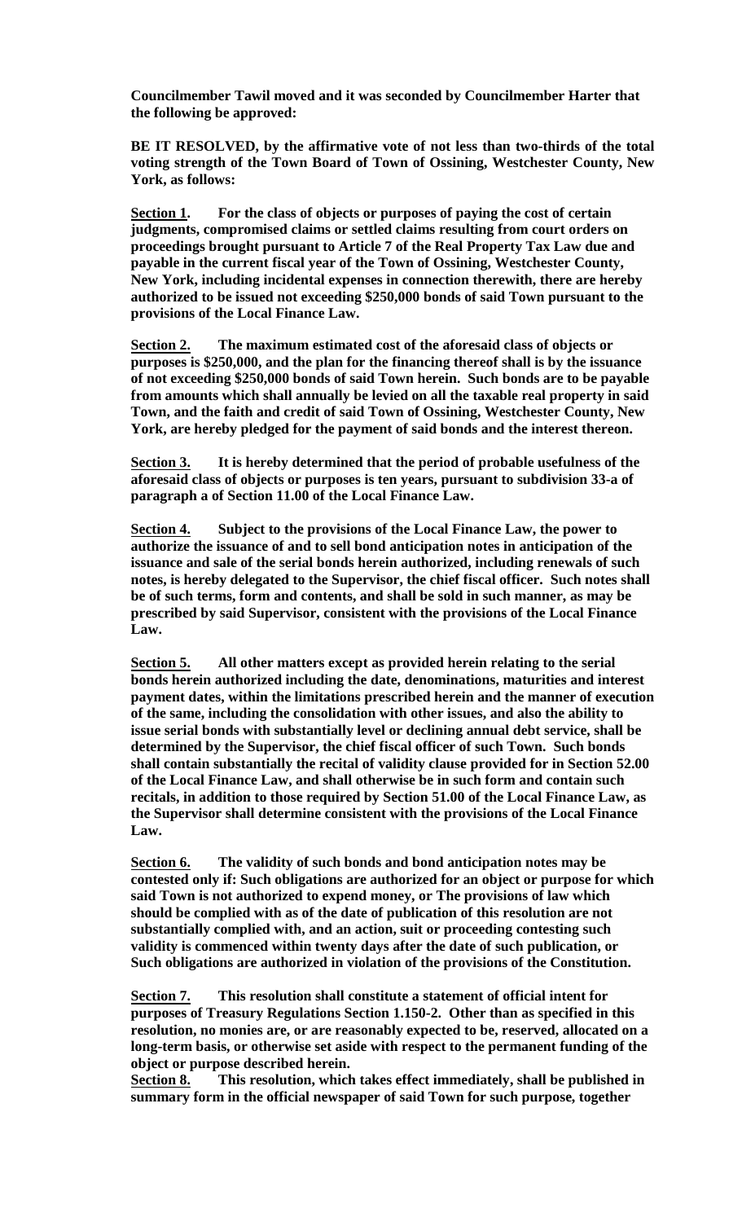**Councilmember Tawil moved and it was seconded by Councilmember Harter that the following be approved:**

**BE IT RESOLVED, by the affirmative vote of not less than two-thirds of the total voting strength of the Town Board of Town of Ossining, Westchester County, New York, as follows:**

**Section 1. For the class of objects or purposes of paying the cost of certain judgments, compromised claims or settled claims resulting from court orders on proceedings brought pursuant to Article 7 of the Real Property Tax Law due and payable in the current fiscal year of the Town of Ossining, Westchester County, New York, including incidental expenses in connection therewith, there are hereby authorized to be issued not exceeding $250,000 bonds of said Town pursuant to the provisions of the Local Finance Law.**

**Section 2. The maximum estimated cost of the aforesaid class of objects or purposes is $250,000, and the plan for the financing thereof shall is by the issuance of not exceeding $250,000 bonds of said Town herein. Such bonds are to be payable from amounts which shall annually be levied on all the taxable real property in said Town, and the faith and credit of said Town of Ossining, Westchester County, New York, are hereby pledged for the payment of said bonds and the interest thereon.**

**Section 3. It is hereby determined that the period of probable usefulness of the aforesaid class of objects or purposes is ten years, pursuant to subdivision 33-a of paragraph a of Section 11.00 of the Local Finance Law.**

**Section 4. Subject to the provisions of the Local Finance Law, the power to authorize the issuance of and to sell bond anticipation notes in anticipation of the issuance and sale of the serial bonds herein authorized, including renewals of such notes, is hereby delegated to the Supervisor, the chief fiscal officer. Such notes shall be of such terms, form and contents, and shall be sold in such manner, as may be prescribed by said Supervisor, consistent with the provisions of the Local Finance Law.**

**Section 5. All other matters except as provided herein relating to the serial bonds herein authorized including the date, denominations, maturities and interest payment dates, within the limitations prescribed herein and the manner of execution of the same, including the consolidation with other issues, and also the ability to issue serial bonds with substantially level or declining annual debt service, shall be determined by the Supervisor, the chief fiscal officer of such Town. Such bonds shall contain substantially the recital of validity clause provided for in Section 52.00 of the Local Finance Law, and shall otherwise be in such form and contain such recitals, in addition to those required by Section 51.00 of the Local Finance Law, as the Supervisor shall determine consistent with the provisions of the Local Finance Law.**

**Section 6. The validity of such bonds and bond anticipation notes may be contested only if: Such obligations are authorized for an object or purpose for which said Town is not authorized to expend money, or The provisions of law which should be complied with as of the date of publication of this resolution are not substantially complied with, and an action, suit or proceeding contesting such validity is commenced within twenty days after the date of such publication, or Such obligations are authorized in violation of the provisions of the Constitution.**

**Section 7. This resolution shall constitute a statement of official intent for purposes of Treasury Regulations Section 1.150-2. Other than as specified in this resolution, no monies are, or are reasonably expected to be, reserved, allocated on a long-term basis, or otherwise set aside with respect to the permanent funding of the object or purpose described herein.**

**Section 8. This resolution, which takes effect immediately, shall be published in summary form in the official newspaper of said Town for such purpose, together**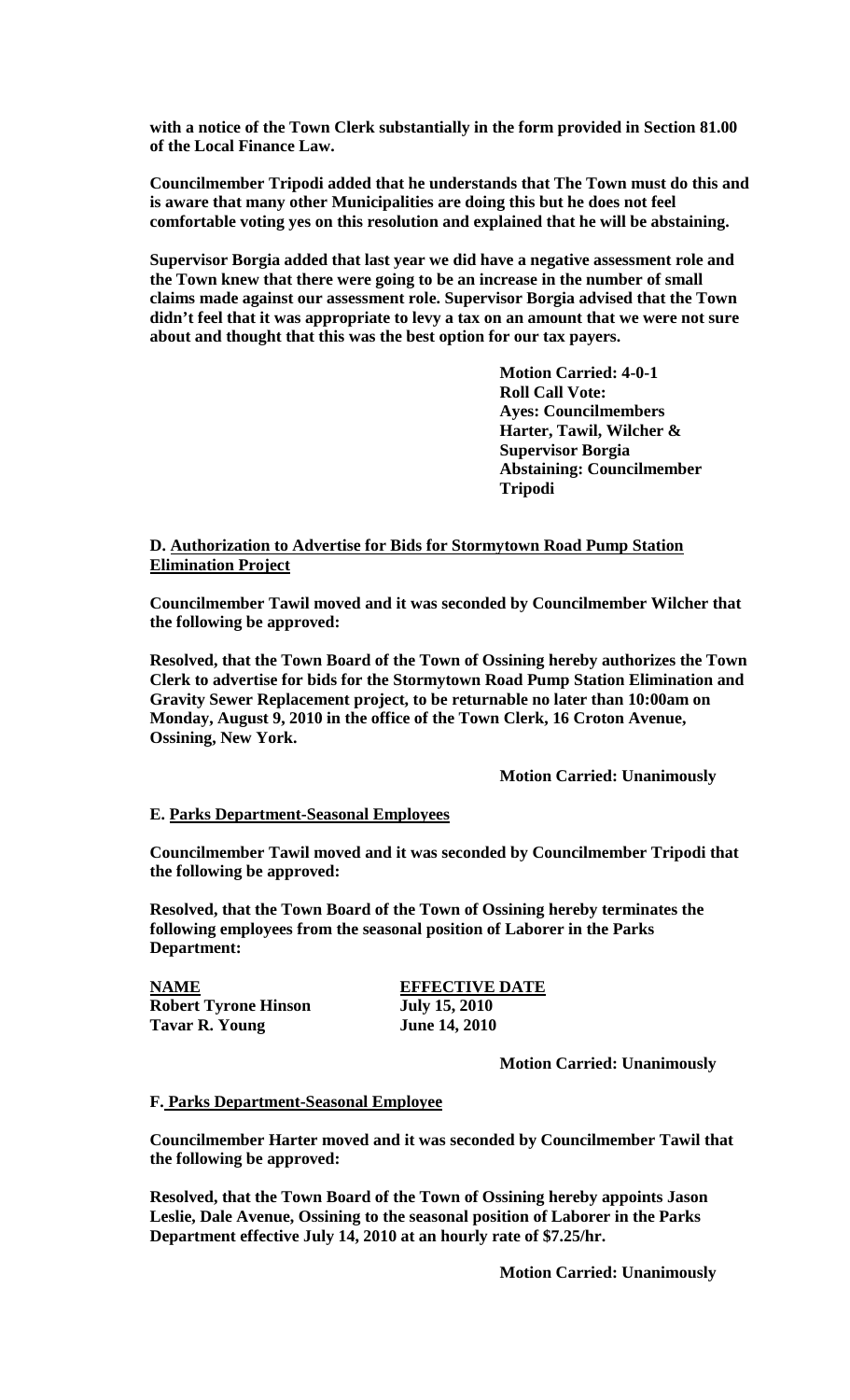**with a notice of the Town Clerk substantially in the form provided in Section 81.00 of the Local Finance Law.**

**Councilmember Tripodi added that he understands that The Town must do this and is aware that many other Municipalities are doing this but he does not feel comfortable voting yes on this resolution and explained that he will be abstaining.**

**Supervisor Borgia added that last year we did have a negative assessment role and the Town knew that there were going to be an increase in the number of small claims made against our assessment role. Supervisor Borgia advised that the Town didn't feel that it was appropriate to levy a tax on an amount that we were not sure about and thought that this was the best option for our tax payers.**

**Motion Carried: 4-0-1**
**Roll Call Vote:**
**Ayes: Councilmembers Harter, Tawil, Wilcher & Supervisor Borgia**
**Abstaining: Councilmember Tripodi**

**D. <u>Authorization to Advertise for Bids for Stormytown Road Pump Station Elimination Project</u>**

**Councilmember Tawil moved and it was seconded by Councilmember Wilcher that the following be approved:**

**Resolved, that the Town Board of the Town of Ossining hereby authorizes the Town Clerk to advertise for bids for the Stormytown Road Pump Station Elimination and Gravity Sewer Replacement project, to be returnable no later than 10:00am on Monday, August 9, 2010 in the office of the Town Clerk, 16 Croton Avenue, Ossining, New York.**

**Motion Carried: Unanimously**

**E. <u>Parks Department-Seasonal Employees</u>**

**Councilmember Tawil moved and it was seconded by Councilmember Tripodi that the following be approved:**

**Resolved, that the Town Board of the Town of Ossining hereby terminates the following employees from the seasonal position of Laborer in the Parks Department:**

| **NAME** | **EFFECTIVE DATE** |
|---|---|
| **Robert Tyrone Hinson** | **July 15, 2010** |
| **Tavar R. Young** | **June 14, 2010** |

**Motion Carried: Unanimously**

**F. <u>Parks Department-Seasonal Employee</u>**

**Councilmember Harter moved and it was seconded by Councilmember Tawil that the following be approved:**

**Resolved, that the Town Board of the Town of Ossining hereby appoints Jason Leslie, Dale Avenue, Ossining to the seasonal position of Laborer in the Parks Department effective July 14, 2010 at an hourly rate of $7.25/hr.**

**Motion Carried: Unanimously**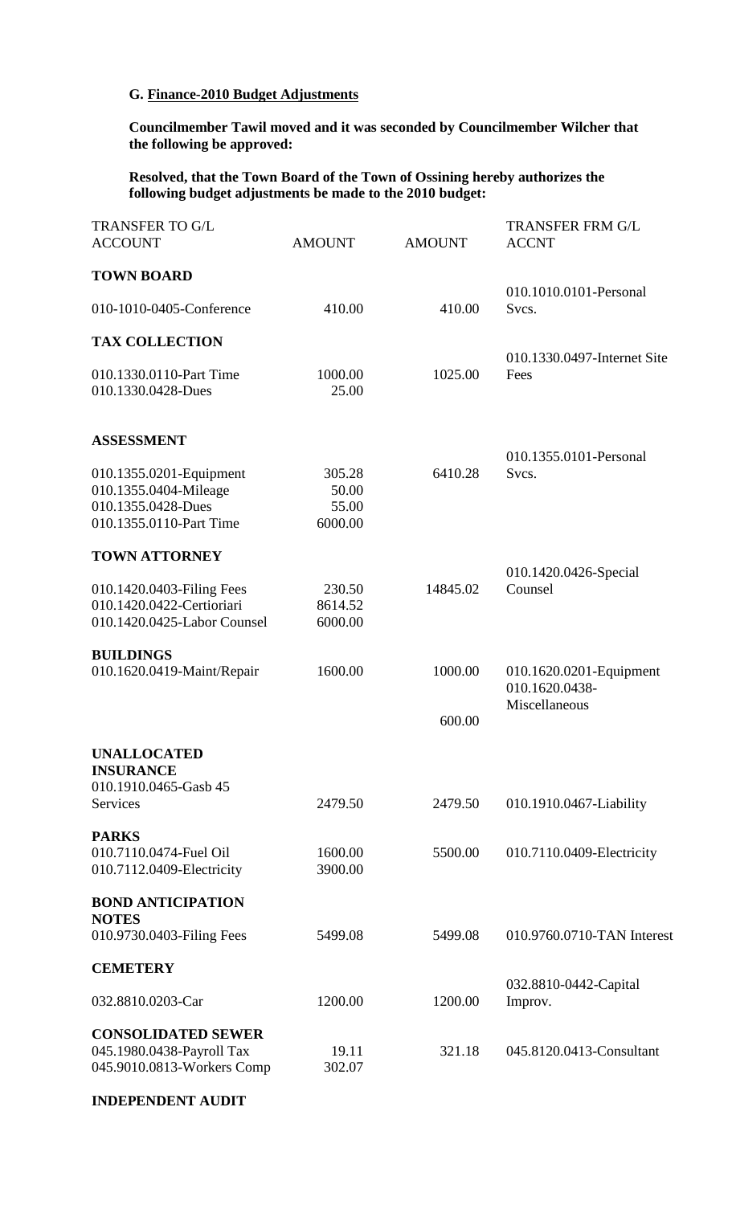**G. Finance-2010 Budget Adjustments**

**Councilmember Tawil moved and it was seconded by Councilmember Wilcher that the following be approved:**

**Resolved, that the Town Board of the Town of Ossining hereby authorizes the following budget adjustments be made to the 2010 budget:**

| TRANSFER TO G/L ACCOUNT | AMOUNT | AMOUNT | TRANSFER FRM G/L ACCNT |
|---|---|---|---|
| **TOWN BOARD** | | | |
| 010-1010-0405-Conference | 410.00 | 410.00 | 010.1010.0101-Personal Svcs. |
| **TAX COLLECTION** | | | |
| 010.1330.0110-Part Time | 1000.00 | 1025.00 | 010.1330.0497-Internet Site Fees |
| 010.1330.0428-Dues | 25.00 | | |
| **ASSESSMENT** | | | |
| 010.1355.0201-Equipment | 305.28 | 6410.28 | 010.1355.0101-Personal Svcs. |
| 010.1355.0404-Mileage | 50.00 | | |
| 010.1355.0428-Dues | 55.00 | | |
| 010.1355.0110-Part Time | 6000.00 | | |
| **TOWN ATTORNEY** | | | |
| 010.1420.0403-Filing Fees | 230.50 | 14845.02 | 010.1420.0426-Special Counsel |
| 010.1420.0422-Certioriari | 8614.52 | | |
| 010.1420.0425-Labor Counsel | 6000.00 | | |
| **BUILDINGS** | | | |
| 010.1620.0419-Maint/Repair | 1600.00 | 1000.00 | 010.1620.0201-Equipment |
| | | 600.00 | 010.1620.0438-Miscellaneous |
| **UNALLOCATED INSURANCE** | | | |
| 010.1910.0465-Gasb 45 Services | 2479.50 | 2479.50 | 010.1910.0467-Liability |
| **PARKS** | | | |
| 010.7110.0474-Fuel Oil | 1600.00 | 5500.00 | 010.7110.0409-Electricity |
| 010.7112.0409-Electricity | 3900.00 | | |
| **BOND ANTICIPATION NOTES** | | | |
| 010.9730.0403-Filing Fees | 5499.08 | 5499.08 | 010.9760.0710-TAN Interest |
| **CEMETERY** | | | |
| 032.8810.0203-Car | 1200.00 | 1200.00 | 032.8810-0442-Capital Improv. |
| **CONSOLIDATED SEWER** | | | |
| 045.1980.0438-Payroll Tax | 19.11 | 321.18 | 045.8120.0413-Consultant |
| 045.9010.0813-Workers Comp | 302.07 | | |
| **INDEPENDENT AUDIT** | | | |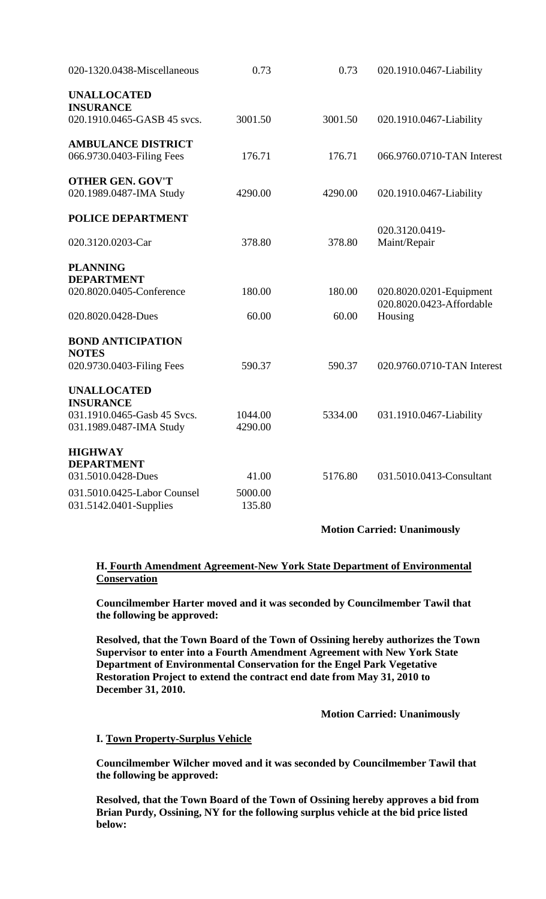| | | | |
|---|---|---|---|
| 020-1320.0438-Miscellaneous | 0.73 | 0.73 | 020.1910.0467-Liability |
| **UNALLOCATED INSURANCE** | | | |
| 020.1910.0465-GASB 45 svcs. | 3001.50 | 3001.50 | 020.1910.0467-Liability |
| **AMBULANCE DISTRICT** | | | |
| 066.9730.0403-Filing Fees | 176.71 | 176.71 | 066.9760.0710-TAN Interest |
| **OTHER GEN. GOV'T** | | | |
| 020.1989.0487-IMA Study | 4290.00 | 4290.00 | 020.1910.0467-Liability |
| **POLICE DEPARTMENT** | | | |
| 020.3120.0203-Car | 378.80 | 378.80 | 020.3120.0419-Maint/Repair |
| **PLANNING DEPARTMENT** | | | |
| 020.8020.0405-Conference | 180.00 | 180.00 | 020.8020.0201-Equipment |
| 020.8020.0428-Dues | 60.00 | 60.00 | 020.8020.0423-Affordable Housing |
| **BOND ANTICIPATION NOTES** | | | |
| 020.9730.0403-Filing Fees | 590.37 | 590.37 | 020.9760.0710-TAN Interest |
| **UNALLOCATED INSURANCE** | | | |
| 031.1910.0465-Gasb 45 Svcs. | 1044.00 | 5334.00 | 031.1910.0467-Liability |
| 031.1989.0487-IMA Study | 4290.00 | | |
| **HIGHWAY DEPARTMENT** | | | |
| 031.5010.0428-Dues | 41.00 | 5176.80 | 031.5010.0413-Consultant |
| 031.5010.0425-Labor Counsel | 5000.00 | | |
| 031.5142.0401-Supplies | 135.80 | | |

**Motion Carried: Unanimously**

**H. <u>Fourth Amendment Agreement-New York State Department of Environmental Conservation</u>**

**Councilmember Harter moved and it was seconded by Councilmember Tawil that the following be approved:**

**Resolved, that the Town Board of the Town of Ossining hereby authorizes the Town Supervisor to enter into a Fourth Amendment Agreement with New York State Department of Environmental Conservation for the Engel Park Vegetative Restoration Project to extend the contract end date from May 31, 2010 to December 31, 2010.**

**Motion Carried: Unanimously**

**I. <u>Town Property-Surplus Vehicle</u>**

**Councilmember Wilcher moved and it was seconded by Councilmember Tawil that the following be approved:**

**Resolved, that the Town Board of the Town of Ossining hereby approves a bid from Brian Purdy, Ossining, NY for the following surplus vehicle at the bid price listed below:**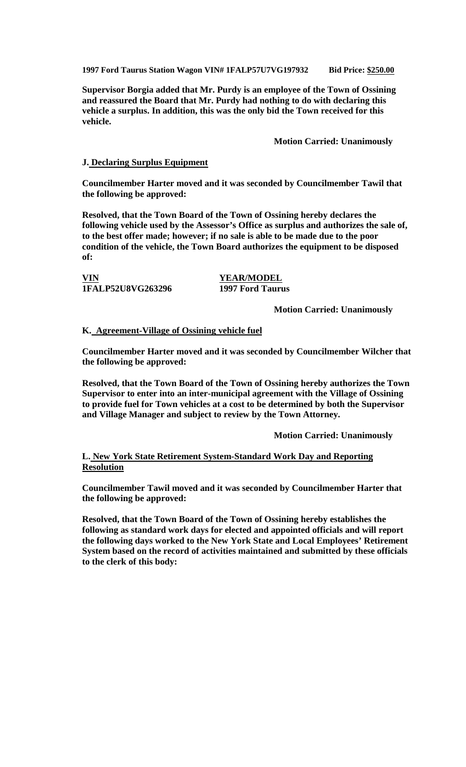**1997 Ford Taurus Station Wagon VIN# 1FALP57U7VG197932 Bid Price: $250.00**

**Supervisor Borgia added that Mr. Purdy is an employee of the Town of Ossining and reassured the Board that Mr. Purdy had nothing to do with declaring this vehicle a surplus. In addition, this was the only bid the Town received for this vehicle.**

**Motion Carried: Unanimously**

**J. Declaring Surplus Equipment**

**Councilmember Harter moved and it was seconded by Councilmember Tawil that the following be approved:**

**Resolved, that the Town Board of the Town of Ossining hereby declares the following vehicle used by the Assessor's Office as surplus and authorizes the sale of, to the best offer made; however; if no sale is able to be made due to the poor condition of the vehicle, the Town Board authorizes the equipment to be disposed of:**

| VIN | YEAR/MODEL |
|---|---|
| 1FALP52U8VG263296 | 1997 Ford Taurus |

**Motion Carried: Unanimously**

**K. Agreement-Village of Ossining vehicle fuel**

**Councilmember Harter moved and it was seconded by Councilmember Wilcher that the following be approved:**

**Resolved, that the Town Board of the Town of Ossining hereby authorizes the Town Supervisor to enter into an inter-municipal agreement with the Village of Ossining to provide fuel for Town vehicles at a cost to be determined by both the Supervisor and Village Manager and subject to review by the Town Attorney.**

**Motion Carried: Unanimously**

**L. New York State Retirement System-Standard Work Day and Reporting Resolution**

**Councilmember Tawil moved and it was seconded by Councilmember Harter that the following be approved:**

**Resolved, that the Town Board of the Town of Ossining hereby establishes the following as standard work days for elected and appointed officials and will report the following days worked to the New York State and Local Employees' Retirement System based on the record of activities maintained and submitted by these officials to the clerk of this body:**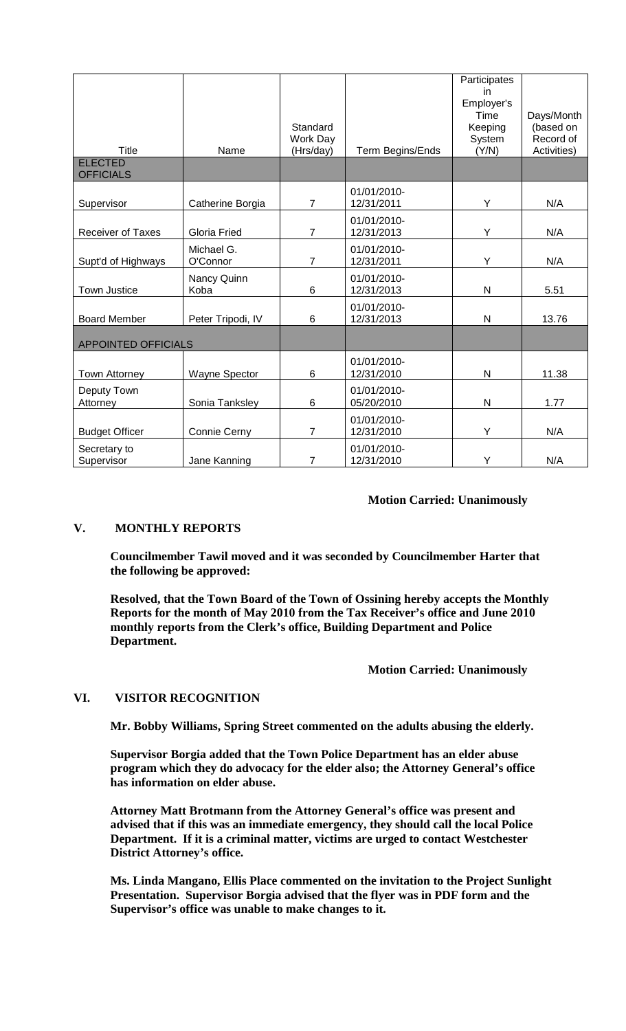| Title | Name | Standard Work Day (Hrs/day) | Term Begins/Ends | Participates in Employer's Time Keeping System (Y/N) | Days/Month (based on Record of Activities) |
|---|---|---|---|---|---|
| ELECTED OFFICIALS | | | | | |
| Supervisor | Catherine Borgia | 7 | 01/01/2010-12/31/2011 | Y | N/A |
| Receiver of Taxes | Gloria Fried | 7 | 01/01/2010-12/31/2013 | Y | N/A |
| Supt'd of Highways | Michael G. O'Connor | 7 | 01/01/2010-12/31/2011 | Y | N/A |
| Town Justice | Nancy Quinn Koba | 6 | 01/01/2010-12/31/2013 | N | 5.51 |
| Board Member | Peter Tripodi, IV | 6 | 01/01/2010-12/31/2013 | N | 13.76 |
| APPOINTED OFFICIALS | | | | | |
| Town Attorney | Wayne Spector | 6 | 01/01/2010-12/31/2010 | N | 11.38 |
| Deputy Town Attorney | Sonia Tanksley | 6 | 01/01/2010-05/20/2010 | N | 1.77 |
| Budget Officer | Connie Cerny | 7 | 01/01/2010-12/31/2010 | Y | N/A |
| Secretary to Supervisor | Jane Kanning | 7 | 01/01/2010-12/31/2010 | Y | N/A |

**Motion Carried: Unanimously**

## V. MONTHLY REPORTS

**Councilmember Tawil moved and it was seconded by Councilmember Harter that the following be approved:**

**Resolved, that the Town Board of the Town of Ossining hereby accepts the Monthly Reports for the month of May 2010 from the Tax Receiver's office and June 2010 monthly reports from the Clerk's office, Building Department and Police Department.**

**Motion Carried: Unanimously**

## VI. VISITOR RECOGNITION

**Mr. Bobby Williams, Spring Street commented on the adults abusing the elderly.**

**Supervisor Borgia added that the Town Police Department has an elder abuse program which they do advocacy for the elder also; the Attorney General's office has information on elder abuse.**

**Attorney Matt Brotmann from the Attorney General's office was present and advised that if this was an immediate emergency, they should call the local Police Department. If it is a criminal matter, victims are urged to contact Westchester District Attorney's office.**

**Ms. Linda Mangano, Ellis Place commented on the invitation to the Project Sunlight Presentation. Supervisor Borgia advised that the flyer was in PDF form and the Supervisor's office was unable to make changes to it.**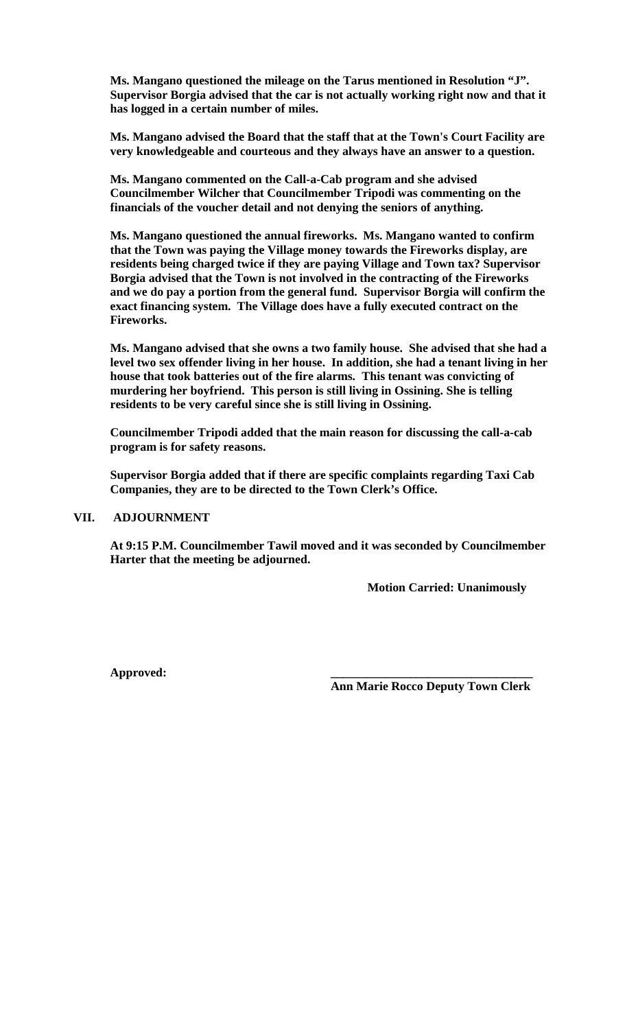**Ms. Mangano questioned the mileage on the Tarus mentioned in Resolution "J". Supervisor Borgia advised that the car is not actually working right now and that it has logged in a certain number of miles.**

**Ms. Mangano advised the Board that the staff that at the Town's Court Facility are very knowledgeable and courteous and they always have an answer to a question.**

**Ms. Mangano commented on the Call-a-Cab program and she advised Councilmember Wilcher that Councilmember Tripodi was commenting on the financials of the voucher detail and not denying the seniors of anything.**

**Ms. Mangano questioned the annual fireworks. Ms. Mangano wanted to confirm that the Town was paying the Village money towards the Fireworks display, are residents being charged twice if they are paying Village and Town tax? Supervisor Borgia advised that the Town is not involved in the contracting of the Fireworks and we do pay a portion from the general fund. Supervisor Borgia will confirm the exact financing system. The Village does have a fully executed contract on the Fireworks.**

**Ms. Mangano advised that she owns a two family house. She advised that she had a level two sex offender living in her house. In addition, she had a tenant living in her house that took batteries out of the fire alarms. This tenant was convicting of murdering her boyfriend. This person is still living in Ossining. She is telling residents to be very careful since she is still living in Ossining.**

**Councilmember Tripodi added that the main reason for discussing the call-a-cab program is for safety reasons.**

**Supervisor Borgia added that if there are specific complaints regarding Taxi Cab Companies, they are to be directed to the Town Clerk's Office.**

## VII. ADJOURNMENT

**At 9:15 P.M. Councilmember Tawil moved and it was seconded by Councilmember Harter that the meeting be adjourned.**

**Motion Carried: Unanimously**

**Approved:** \_\_\_\_\_\_\_\_\_\_\_\_\_\_\_\_\_\_\_\_\_\_\_\_\_\_\_\_\_\_\_\_

**Ann Marie Rocco Deputy Town Clerk**